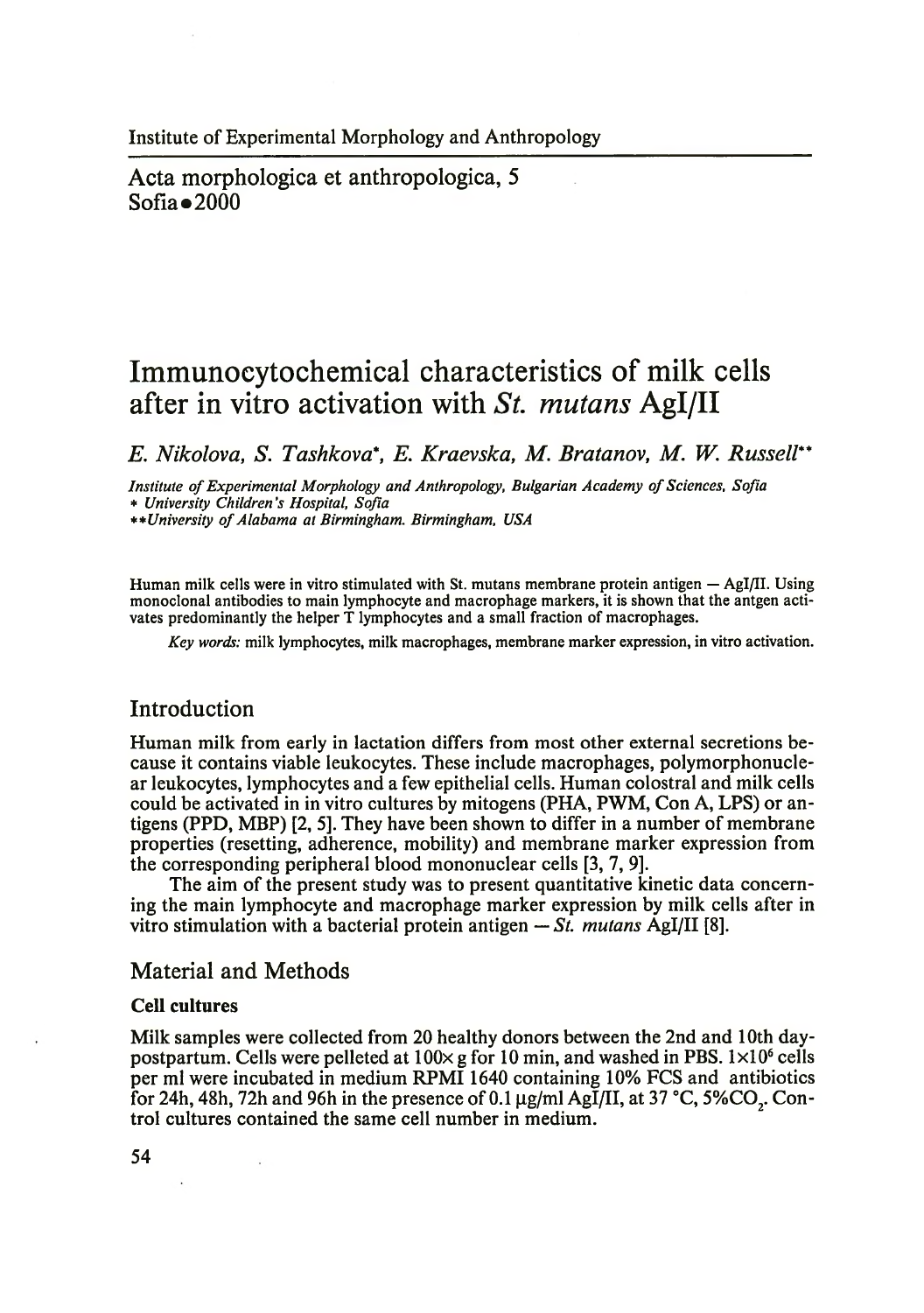Institute of Experimental Morphology and Anthropology

Acta morphologica et anthropologica, 5
Sofia • 2000

# Immunocytochemical characteristics of milk cells after in vitro activation with *St. mutans* AgI/II

*E. Nikolova, S. Tashkova\*, E. Kraevska, M. Bratanov, M. W. Russell\*\**

*Institute of Experimental Morphology and Anthropology, Bulgarian Academy of Sciences, Sofia*
*\* University Children's Hospital, Sofia*
*\*\*University of Alabama at Birmingham, Birmingham, USA*

Human milk cells were in vitro stimulated with St. mutans membrane protein antigen — AgI/II. Using monoclonal antibodies to main lymphocyte and macrophage markers, it is shown that the antgen activates predominantly the helper T lymphocytes and a small fraction of macrophages.

*Key words:* milk lymphocytes, milk macrophages, membrane marker expression, in vitro activation.

## Introduction

Human milk from early in lactation differs from most other external secretions because it contains viable leukocytes. These include macrophages, polymorphonuclear leukocytes, lymphocytes and a few epithelial cells. Human colostral and milk cells could be activated in in vitro cultures by mitogens (PHA, PWM, Con A, LPS) or antigens (PPD, MBP) [2, 5]. They have been shown to differ in a number of membrane properties (resetting, adherence, mobility) and membrane marker expression from the corresponding peripheral blood mononuclear cells [3, 7, 9].

The aim of the present study was to present quantitative kinetic data concerning the main lymphocyte and macrophage marker expression by milk cells after in vitro stimulation with a bacterial protein antigen — *St. mutans* AgI/II [8].

## Material and Methods

### Cell cultures

Milk samples were collected from 20 healthy donors between the 2nd and 10th day-postpartum. Cells were pelleted at 100× g for 10 min, and washed in PBS. $1\times10^6$ cells per ml were incubated in medium RPMI 1640 containing 10% FCS and antibiotics for 24h, 48h, 72h and 96h in the presence of 0.1 μg/ml AgI/II, at 37 °C, 5%$CO_2$. Control cultures contained the same cell number in medium.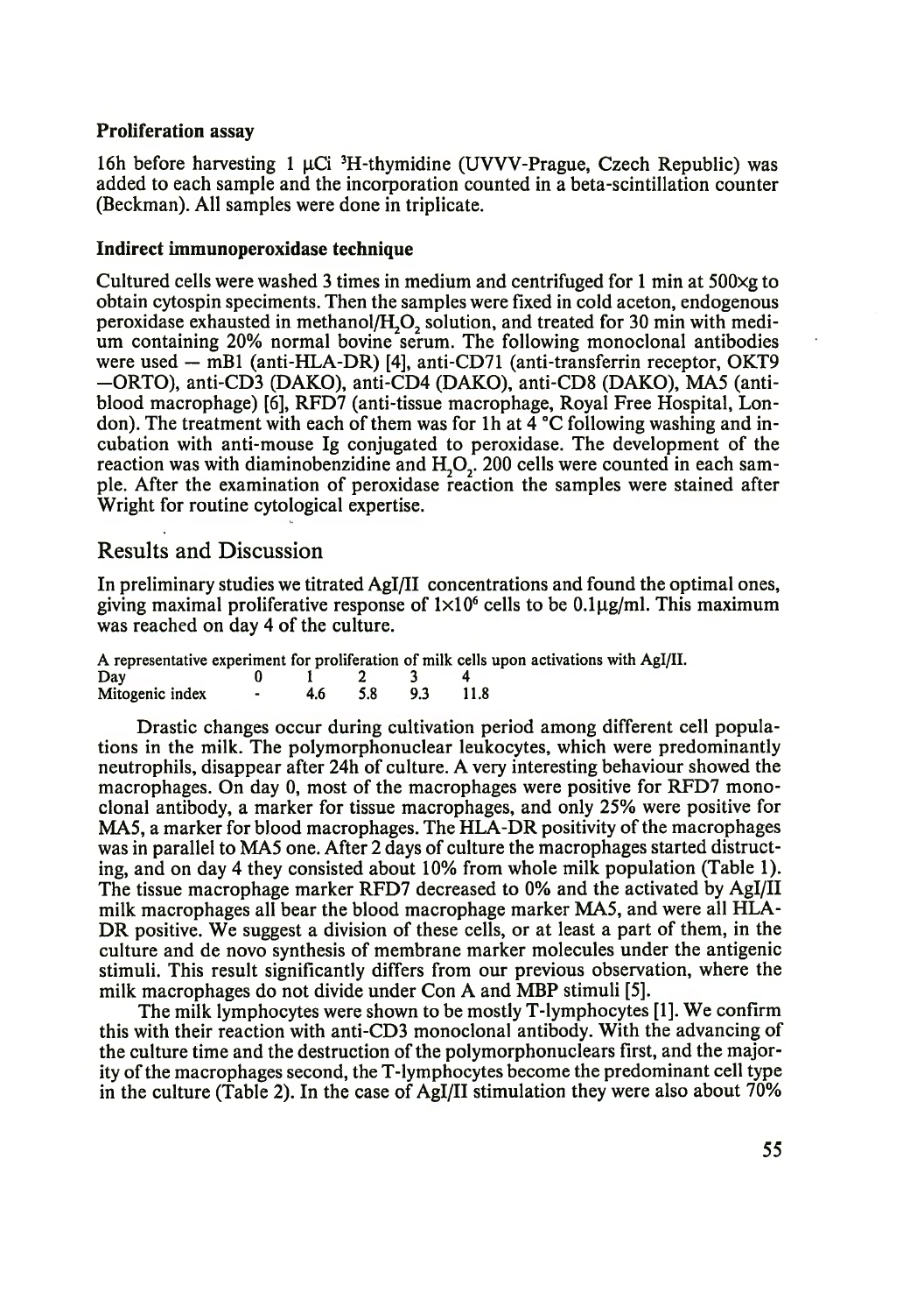### Proliferation assay

16h before harvesting 1 μCi $^3$H-thymidine (UVVV-Prague, Czech Republic) was added to each sample and the incorporation counted in a beta-scintillation counter (Beckman). All samples were done in triplicate.

### Indirect immunoperoxidase technique

Cultured cells were washed 3 times in medium and centrifuged for 1 min at 500×g to obtain cytospin speciments. Then the samples were fixed in cold aceton, endogenous peroxidase exhausted in methanol/$H_2O_2$ solution, and treated for 30 min with medium containing 20% normal bovine serum. The following monoclonal antibodies were used — mB1 (anti-HLA-DR) [4], anti-CD71 (anti-transferrin receptor, OKT9 —ORTO), anti-CD3 (DAKO), anti-CD4 (DAKO), anti-CD8 (DAKO), MA5 (anti-blood macrophage) [6], RFD7 (anti-tissue macrophage, Royal Free Hospital, London). The treatment with each of them was for 1h at 4 °C following washing and incubation with anti-mouse Ig conjugated to peroxidase. The development of the reaction was with diaminobenzidine and $H_2O_2$. 200 cells were counted in each sample. After the examination of peroxidase reaction the samples were stained after Wright for routine cytological expertise.

## Results and Discussion

In preliminary studies we titrated AgI/II concentrations and found the optimal ones, giving maximal proliferative response of $1\times10^6$ cells to be 0.1μg/ml. This maximum was reached on day 4 of the culture.

A representative experiment for proliferation of milk cells upon activations with AgI/II.

| Day | 0 | 1 | 2 | 3 | 4 |
|---|---|---|---|---|---|
| Mitogenic index | - | 4.6 | 5.8 | 9.3 | 11.8 |

Drastic changes occur during cultivation period among different cell populations in the milk. The polymorphonuclear leukocytes, which were predominantly neutrophils, disappear after 24h of culture. A very interesting behaviour showed the macrophages. On day 0, most of the macrophages were positive for RFD7 monoclonal antibody, a marker for tissue macrophages, and only 25% were positive for MA5, a marker for blood macrophages. The HLA-DR positivity of the macrophages was in parallel to MA5 one. After 2 days of culture the macrophages started distructing, and on day 4 they consisted about 10% from whole milk population (Table 1). The tissue macrophage marker RFD7 decreased to 0% and the activated by AgI/II milk macrophages all bear the blood macrophage marker MA5, and were all HLA-DR positive. We suggest a division of these cells, or at least a part of them, in the culture and de novo synthesis of membrane marker molecules under the antigenic stimuli. This result significantly differs from our previous observation, where the milk macrophages do not divide under Con A and MBP stimuli [5].

The milk lymphocytes were shown to be mostly T-lymphocytes [1]. We confirm this with their reaction with anti-CD3 monoclonal antibody. With the advancing of the culture time and the destruction of the polymorphonuclears first, and the majority of the macrophages second, the T-lymphocytes become the predominant cell type in the culture (Table 2). In the case of AgI/II stimulation they were also about 70%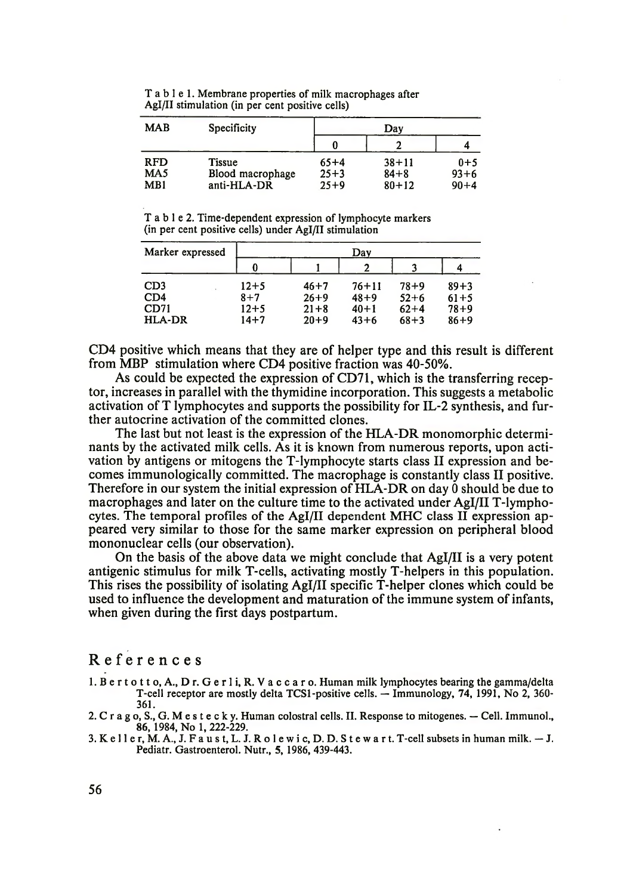Table 1. Membrane properties of milk macrophages after AgI/II stimulation (in per cent positive cells)

| MAB | Specificity | Day | | |
|---|---|---|---|---|
| | | 0 | 2 | 4 |
| RFD | Tissue | 65+4 | 38+11 | 0+5 |
| MA5 | Blood macrophage | 25+3 | 84+8 | 93+6 |
| MB1 | anti-HLA-DR | 25+9 | 80+12 | 90+4 |

Table 2. Time-dependent expression of lymphocyte markers (in per cent positive cells) under AgI/II stimulation

| Marker expressed | Day | | | | |
|---|---|---|---|---|---|
| | 0 | 1 | 2 | 3 | 4 |
| CD3 | 12+5 | 46+7 | 76+11 | 78+9 | 89+3 |
| CD4 | 8+7 | 26+9 | 48+9 | 52+6 | 61+5 |
| CD71 | 12+5 | 21+8 | 40+1 | 62+4 | 78+9 |
| HLA-DR | 14+7 | 20+9 | 43+6 | 68+3 | 86+9 |

CD4 positive which means that they are of helper type and this result is different from MBP stimulation where CD4 positive fraction was 40-50%.

As could be expected the expression of CD71, which is the transferring receptor, increases in parallel with the thymidine incorporation. This suggests a metabolic activation of T lymphocytes and supports the possibility for IL-2 synthesis, and further autocrine activation of the committed clones.

The last but not least is the expression of the HLA-DR monomorphic determinants by the activated milk cells. As it is known from numerous reports, upon activation by antigens or mitogens the T-lymphocyte starts class II expression and becomes immunologically committed. The macrophage is constantly class II positive. Therefore in our system the initial expression of HLA-DR on day 0 should be due to macrophages and later on the culture time to the activated under AgI/II T-lymphocytes. The temporal profiles of the AgI/II dependent MHC class II expression appeared very similar to those for the same marker expression on peripheral blood mononuclear cells (our observation).

On the basis of the above data we might conclude that AgI/II is a very potent antigenic stimulus for milk T-cells, activating mostly T-helpers in this population. This rises the possibility of isolating AgI/II specific T-helper clones which could be used to influence the development and maturation of the immune system of infants, when given during the first days postpartum.

## References

1. Bertotto, A., Dr. Gerli, R. Vaccaro. Human milk lymphocytes bearing the gamma/delta T-cell receptor are mostly delta TCS1-positive cells. — Immunology, 74, 1991, No 2, 360-361.
2. Crago, S., G. Mestecky. Human colostral cells. II. Response to mitogenes. — Cell. Immunol., 86, 1984, No 1, 222-229.
3. Keller, M. A., J. Faust, L. J. Rolewic, D. D. Stewart. T-cell subsets in human milk. — J. Pediatr. Gastroenterol. Nutr., 5, 1986, 439-443.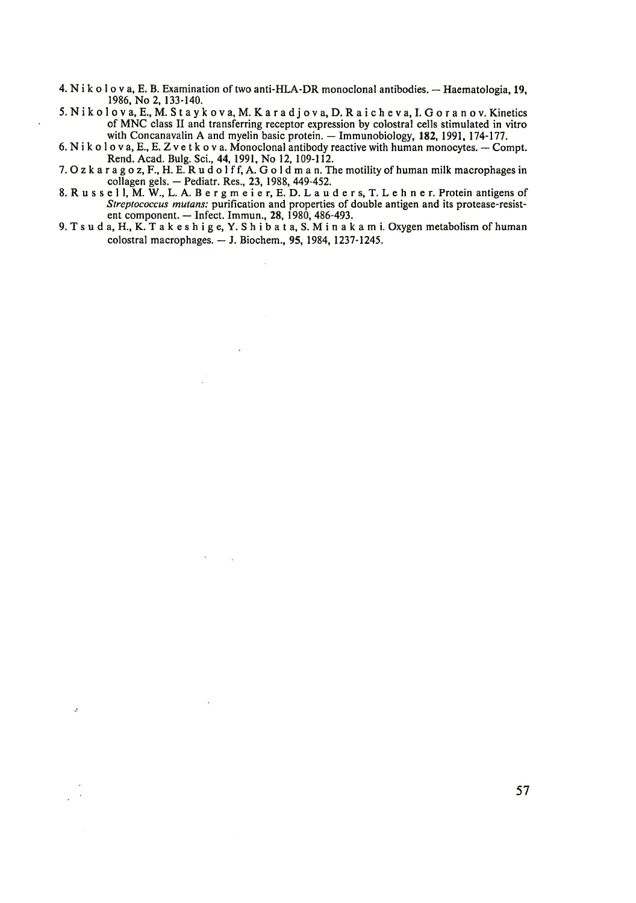4. Nikolova, E. B. Examination of two anti-HLA-DR monoclonal antibodies. — Haematologia, **19**, 1986, No 2, 133-140.
5. Nikolova, E., M. Staykova, M. Karadjova, D. Raicheva, I. Goranov. Kinetics of MNC class II and transferring receptor expression by colostral cells stimulated in vitro with Concanavalin A and myelin basic protein. — Immunobiology, **182**, 1991, 174-177.
6. Nikolova, E., E. Zvetkova. Monoclonal antibody reactive with human monocytes. — Compt. Rend. Acad. Bulg. Sci., **44**, 1991, No 12, 109-112.
7. Ozkaragoz, F., H. E. Rudolff, A. Goldman. The motility of human milk macrophages in collagen gels. — Pediatr. Res., **23**, 1988, 449-452.
8. Russell, M. W., L. A. Bergmeier, E. D. Lauders, T. Lehner. Protein antigens of *Streptococcus mutans:* purification and properties of double antigen and its protease-resistent component. — Infect. Immun., **28**, 1980, 486-493.
9. Tsuda, H., K. Takeshige, Y. Shibata, S. Minakami. Oxygen metabolism of human colostral macrophages. — J. Biochem., **95**, 1984, 1237-1245.